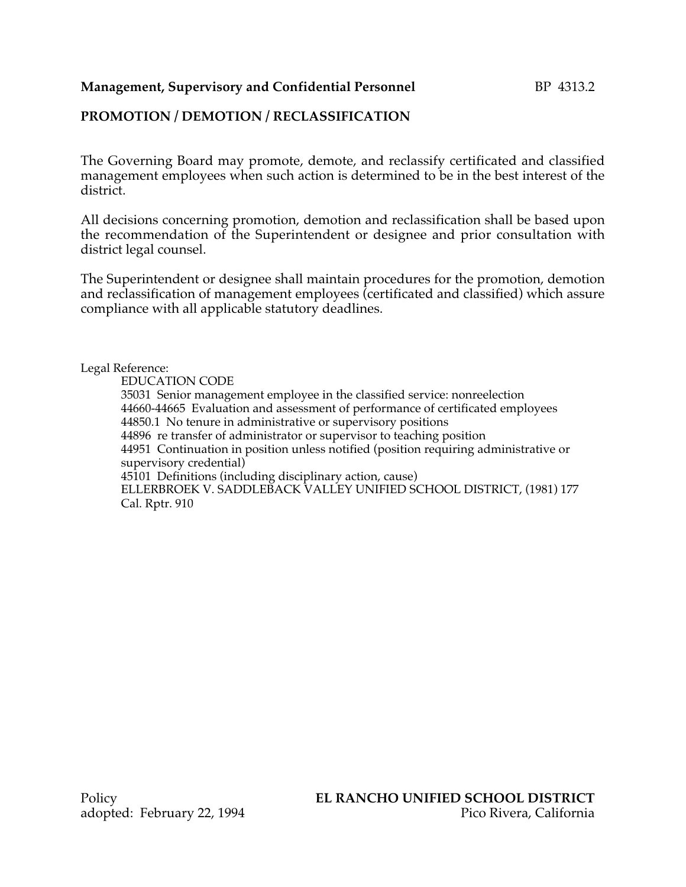**Management, Supervisory and Confidential Personnel** BP 4313.2

## PROMOTION / DEMOTION / RECLASSIFICATION

The Governing Board may promote, demote, and reclassify certificated and classified management employees when such action is determined to be in the best interest of the district.

All decisions concerning promotion, demotion and reclassification shall be based upon the recommendation of the Superintendent or designee and prior consultation with district legal counsel.

The Superintendent or designee shall maintain procedures for the promotion, demotion and reclassification of management employees (certificated and classified) which assure compliance with all applicable statutory deadlines.

Legal Reference:

EDUCATION CODE

35031 Senior management employee in the classified service: nonreelection

44660-44665 Evaluation and assessment of performance of certificated employees

44850.1 No tenure in administrative or supervisory positions

44896 re transfer of administrator or supervisor to teaching position

44951 Continuation in position unless notified (position requiring administrative or supervisory credential)

45101 Definitions (including disciplinary action, cause)

ELLERBROEK V. SADDLEBACK VALLEY UNIFIED SCHOOL DISTRICT, (1981) 177 Cal. Rptr. 910

Policy
adopted: February 22, 1994

**EL RANCHO UNIFIED SCHOOL DISTRICT**
Pico Rivera, California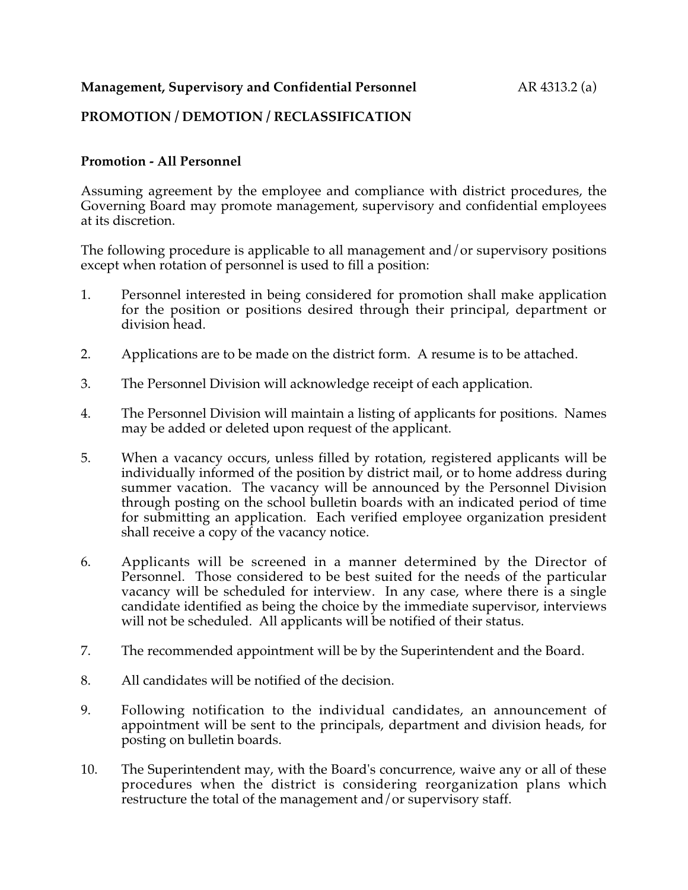**Management, Supervisory and Confidential Personnel** AR 4313.2 (a)

## PROMOTION / DEMOTION / RECLASSIFICATION

### Promotion - All Personnel

Assuming agreement by the employee and compliance with district procedures, the Governing Board may promote management, supervisory and confidential employees at its discretion.

The following procedure is applicable to all management and/or supervisory positions except when rotation of personnel is used to fill a position:

1. Personnel interested in being considered for promotion shall make application for the position or positions desired through their principal, department or division head.

2. Applications are to be made on the district form. A resume is to be attached.

3. The Personnel Division will acknowledge receipt of each application.

4. The Personnel Division will maintain a listing of applicants for positions. Names may be added or deleted upon request of the applicant.

5. When a vacancy occurs, unless filled by rotation, registered applicants will be individually informed of the position by district mail, or to home address during summer vacation. The vacancy will be announced by the Personnel Division through posting on the school bulletin boards with an indicated period of time for submitting an application. Each verified employee organization president shall receive a copy of the vacancy notice.

6. Applicants will be screened in a manner determined by the Director of Personnel. Those considered to be best suited for the needs of the particular vacancy will be scheduled for interview. In any case, where there is a single candidate identified as being the choice by the immediate supervisor, interviews will not be scheduled. All applicants will be notified of their status.

7. The recommended appointment will be by the Superintendent and the Board.

8. All candidates will be notified of the decision.

9. Following notification to the individual candidates, an announcement of appointment will be sent to the principals, department and division heads, for posting on bulletin boards.

10. The Superintendent may, with the Board's concurrence, waive any or all of these procedures when the district is considering reorganization plans which restructure the total of the management and/or supervisory staff.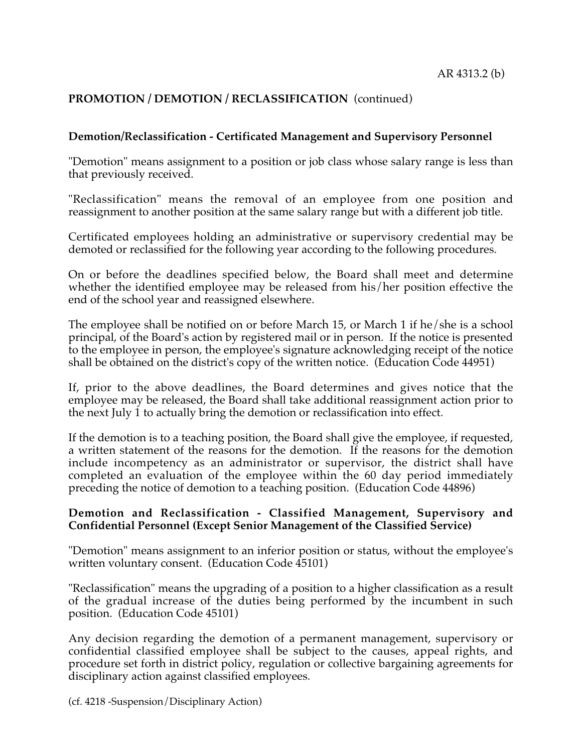## PROMOTION / DEMOTION / RECLASSIFICATION (continued)

**Demotion/Reclassification - Certificated Management and Supervisory Personnel**

"Demotion" means assignment to a position or job class whose salary range is less than that previously received.

"Reclassification" means the removal of an employee from one position and reassignment to another position at the same salary range but with a different job title.

Certificated employees holding an administrative or supervisory credential may be demoted or reclassified for the following year according to the following procedures.

On or before the deadlines specified below, the Board shall meet and determine whether the identified employee may be released from his/her position effective the end of the school year and reassigned elsewhere.

The employee shall be notified on or before March 15, or March 1 if he/she is a school principal, of the Board's action by registered mail or in person. If the notice is presented to the employee in person, the employee's signature acknowledging receipt of the notice shall be obtained on the district's copy of the written notice. (Education Code 44951)

If, prior to the above deadlines, the Board determines and gives notice that the employee may be released, the Board shall take additional reassignment action prior to the next July 1 to actually bring the demotion or reclassification into effect.

If the demotion is to a teaching position, the Board shall give the employee, if requested, a written statement of the reasons for the demotion. If the reasons for the demotion include incompetency as an administrator or supervisor, the district shall have completed an evaluation of the employee within the 60 day period immediately preceding the notice of demotion to a teaching position. (Education Code 44896)

**Demotion and Reclassification - Classified Management, Supervisory and Confidential Personnel (Except Senior Management of the Classified Service)**

"Demotion" means assignment to an inferior position or status, without the employee's written voluntary consent. (Education Code 45101)

"Reclassification" means the upgrading of a position to a higher classification as a result of the gradual increase of the duties being performed by the incumbent in such position. (Education Code 45101)

Any decision regarding the demotion of a permanent management, supervisory or confidential classified employee shall be subject to the causes, appeal rights, and procedure set forth in district policy, regulation or collective bargaining agreements for disciplinary action against classified employees.

(cf. 4218 -Suspension/Disciplinary Action)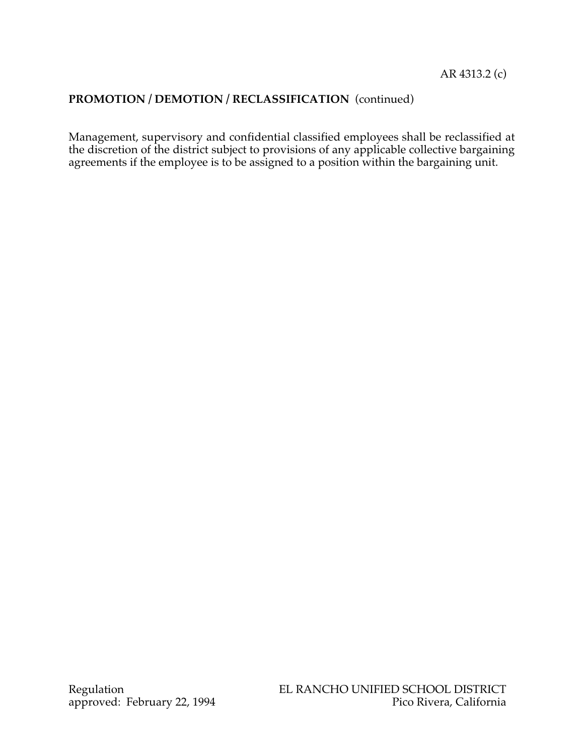**PROMOTION / DEMOTION / RECLASSIFICATION** (continued)

Management, supervisory and confidential classified employees shall be reclassified at the discretion of the district subject to provisions of any applicable collective bargaining agreements if the employee is to be assigned to a position within the bargaining unit.

Regulation
approved: February 22, 1994

EL RANCHO UNIFIED SCHOOL DISTRICT
Pico Rivera, California